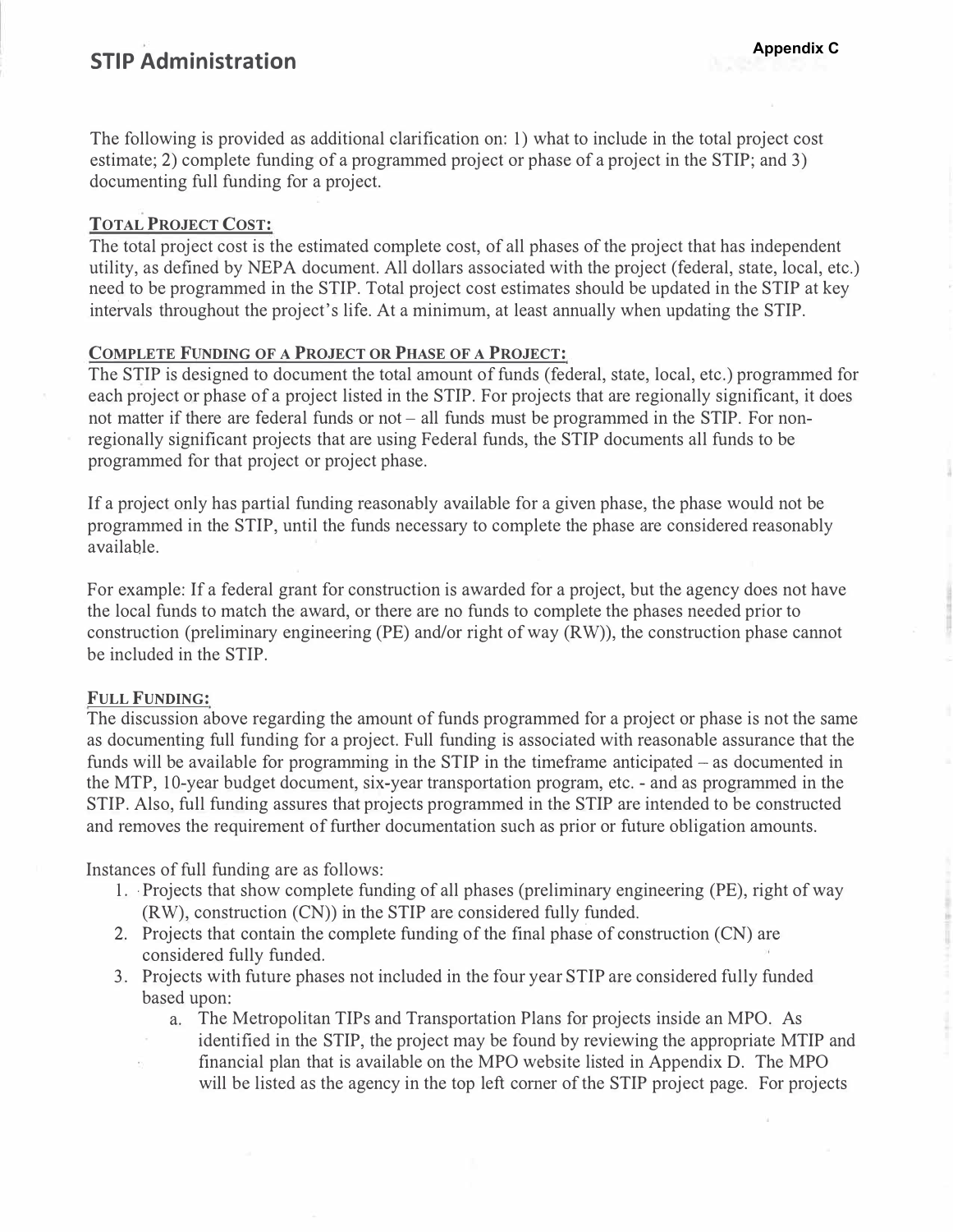Appendix C

# STIP Administration

The following is provided as additional clarification on: 1) what to include in the total project cost estimate; 2) complete funding of a programmed project or phase of a project in the STIP; and 3) documenting full funding for a project.

## Total Project Cost:

The total project cost is the estimated complete cost, of all phases of the project that has independent utility, as defined by NEPA document. All dollars associated with the project (federal, state, local, etc.) need to be programmed in the STIP. Total project cost estimates should be updated in the STIP at key intervals throughout the project's life. At a minimum, at least annually when updating the STIP.

## Complete Funding of a Project or Phase of a Project:

The STIP is designed to document the total amount of funds (federal, state, local, etc.) programmed for each project or phase of a project listed in the STIP. For projects that are regionally significant, it does not matter if there are federal funds or not – all funds must be programmed in the STIP. For non-regionally significant projects that are using Federal funds, the STIP documents all funds to be programmed for that project or project phase.

If a project only has partial funding reasonably available for a given phase, the phase would not be programmed in the STIP, until the funds necessary to complete the phase are considered reasonably available.

For example: If a federal grant for construction is awarded for a project, but the agency does not have the local funds to match the award, or there are no funds to complete the phases needed prior to construction (preliminary engineering (PE) and/or right of way (RW)), the construction phase cannot be included in the STIP.

## Full Funding:

The discussion above regarding the amount of funds programmed for a project or phase is not the same as documenting full funding for a project. Full funding is associated with reasonable assurance that the funds will be available for programming in the STIP in the timeframe anticipated – as documented in the MTP, 10-year budget document, six-year transportation program, etc. - and as programmed in the STIP. Also, full funding assures that projects programmed in the STIP are intended to be constructed and removes the requirement of further documentation such as prior or future obligation amounts.

Instances of full funding are as follows:

1. Projects that show complete funding of all phases (preliminary engineering (PE), right of way (RW), construction (CN)) in the STIP are considered fully funded.
2. Projects that contain the complete funding of the final phase of construction (CN) are considered fully funded.
3. Projects with future phases not included in the four year STIP are considered fully funded based upon:
   a. The Metropolitan TIPs and Transportation Plans for projects inside an MPO. As identified in the STIP, the project may be found by reviewing the appropriate MTIP and financial plan that is available on the MPO website listed in Appendix D. The MPO will be listed as the agency in the top left corner of the STIP project page. For projects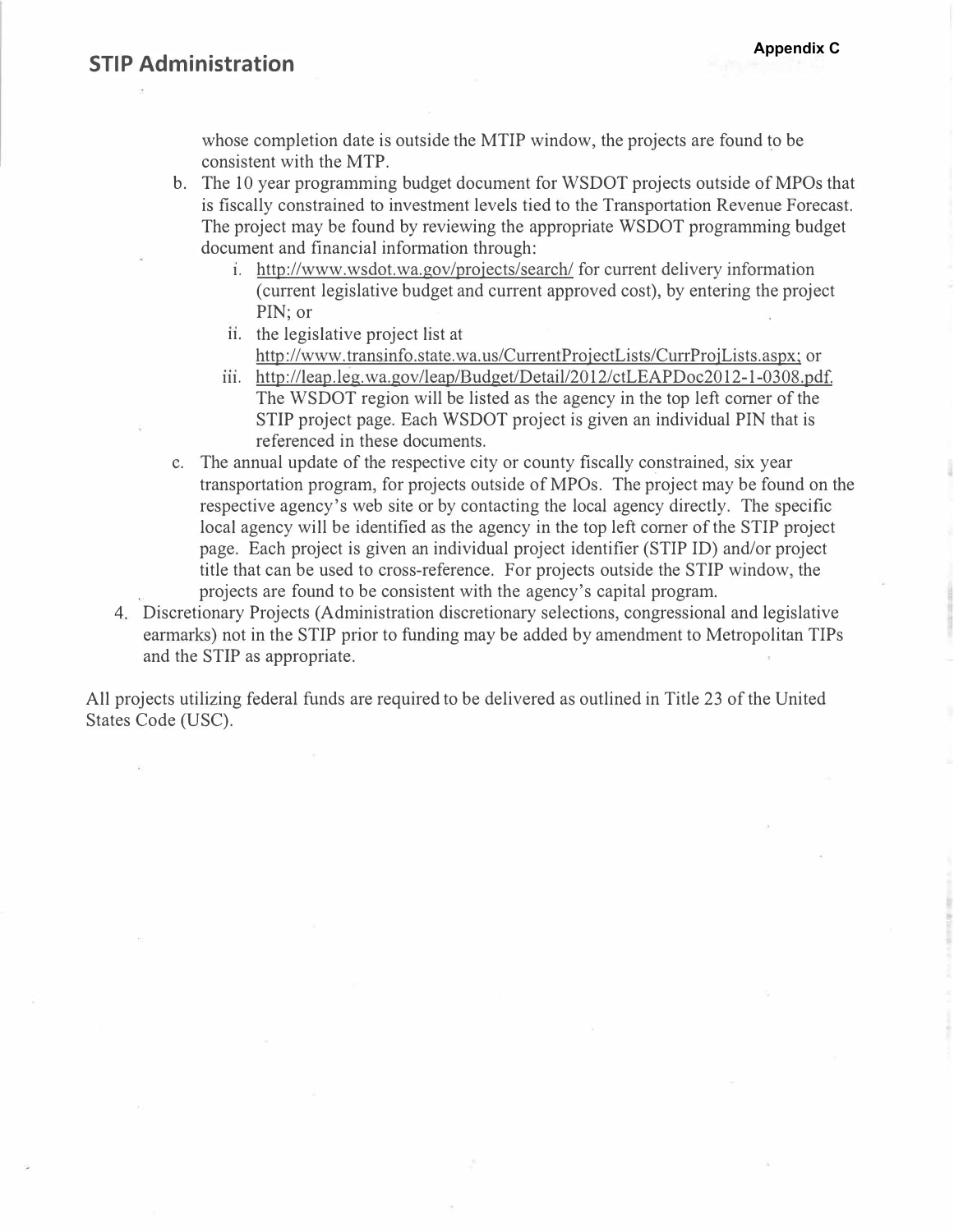whose completion date is outside the MTIP window, the projects are found to be consistent with the MTP.

b. The 10 year programming budget document for WSDOT projects outside of MPOs that is fiscally constrained to investment levels tied to the Transportation Revenue Forecast. The project may be found by reviewing the appropriate WSDOT programming budget document and financial information through:
   i. http://www.wsdot.wa.gov/projects/search/ for current delivery information (current legislative budget and current approved cost), by entering the project PIN; or
   ii. the legislative project list at http://www.transinfo.state.wa.us/CurrentProjectLists/CurrProjLists.aspx; or
   iii. http://leap.leg.wa.gov/leap/Budget/Detail/2012/ctLEAPDoc2012-1-0308.pdf. The WSDOT region will be listed as the agency in the top left corner of the STIP project page. Each WSDOT project is given an individual PIN that is referenced in these documents.

c. The annual update of the respective city or county fiscally constrained, six year transportation program, for projects outside of MPOs. The project may be found on the respective agency's web site or by contacting the local agency directly. The specific local agency will be identified as the agency in the top left corner of the STIP project page. Each project is given an individual project identifier (STIP ID) and/or project title that can be used to cross-reference. For projects outside the STIP window, the projects are found to be consistent with the agency's capital program.

4. Discretionary Projects (Administration discretionary selections, congressional and legislative earmarks) not in the STIP prior to funding may be added by amendment to Metropolitan TIPs and the STIP as appropriate.

All projects utilizing federal funds are required to be delivered as outlined in Title 23 of the United States Code (USC).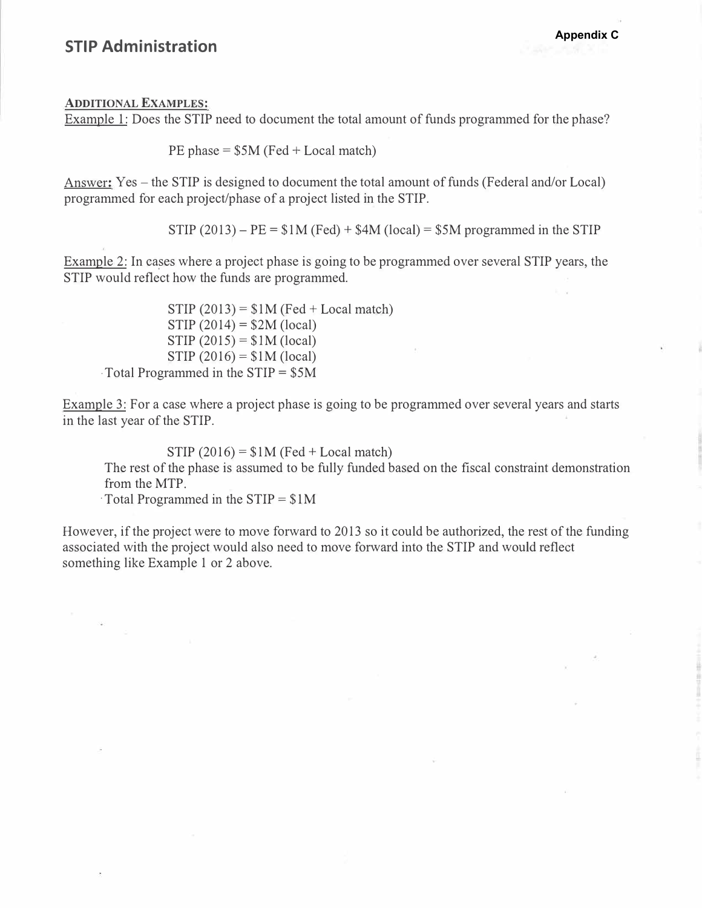## STIP Administration

**Appendix C**

<u>ADDITIONAL EXAMPLES:</u>

<u>Example 1:</u> Does the STIP need to document the total amount of funds programmed for the phase?

PE phase = $5M (Fed + Local match)

<u>Answer:</u> Yes – the STIP is designed to document the total amount of funds (Federal and/or Local) programmed for each project/phase of a project listed in the STIP.

STIP (2013) – PE = $1M (Fed) + $4M (local) = $5M programmed in the STIP

<u>Example 2:</u> In cases where a project phase is going to be programmed over several STIP years, the STIP would reflect how the funds are programmed.

STIP (2013) = $1M (Fed + Local match)
STIP (2014) = $2M (local)
STIP (2015) = $1M (local)
STIP (2016) = $1M (local)
Total Programmed in the STIP = $5M

<u>Example 3:</u> For a case where a project phase is going to be programmed over several years and starts in the last year of the STIP.

STIP (2016) = $1M (Fed + Local match)
The rest of the phase is assumed to be fully funded based on the fiscal constraint demonstration from the MTP.
Total Programmed in the STIP = $1M

However, if the project were to move forward to 2013 so it could be authorized, the rest of the funding associated with the project would also need to move forward into the STIP and would reflect something like Example 1 or 2 above.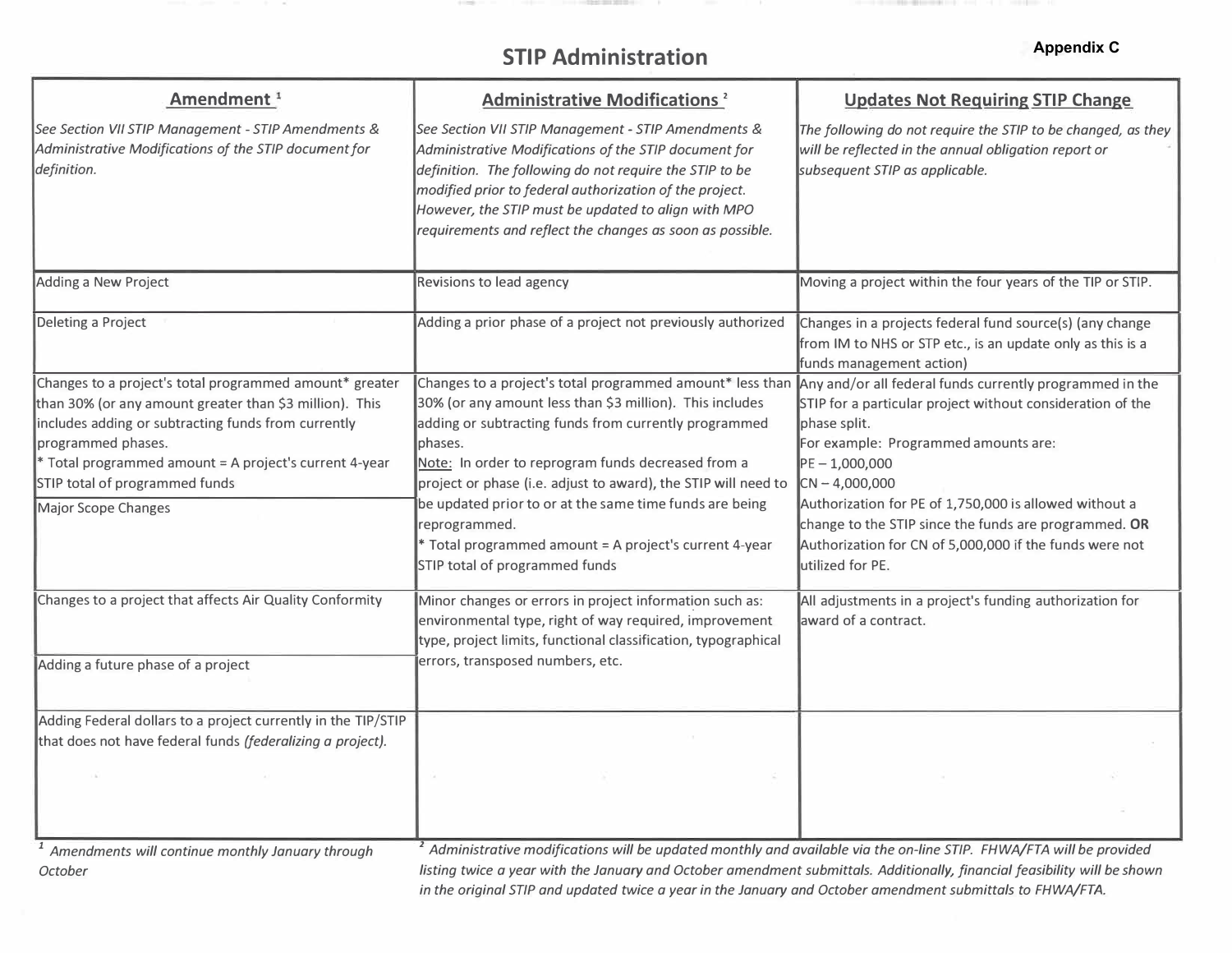Appendix C

# STIP Administration

| Amendment [1] | Administrative Modifications [2] | Updates Not Requiring STIP Change |
| --- | --- | --- |
| *See Section VII STIP Management - STIP Amendments & Administrative Modifications of the STIP document for definition.* | *See Section VII STIP Management - STIP Amendments & Administrative Modifications of the STIP document for definition. The following do not require the STIP to be modified prior to federal authorization of the project. However, the STIP must be updated to align with MPO requirements and reflect the changes as soon as possible.* | *The following do not require the STIP to be changed, as they will be reflected in the annual obligation report or subsequent STIP as applicable.* |
| Adding a New Project | Revisions to lead agency | Moving a project within the four years of the TIP or STIP. |
| Deleting a Project | Adding a prior phase of a project not previously authorized | Changes in a projects federal fund source(s) (any change from IM to NHS or STP etc., is an update only as this is a funds management action) |
| Changes to a project's total programmed amount* greater than 30% (or any amount greater than $3 million). This includes adding or subtracting funds from currently programmed phases.<br>* Total programmed amount = A project's current 4-year STIP total of programmed funds<br><br>Major Scope Changes | Changes to a project's total programmed amount* less than 30% (or any amount less than $3 million). This includes adding or subtracting funds from currently programmed phases.<br>Note: In order to reprogram funds decreased from a project or phase (i.e. adjust to award), the STIP will need to be updated prior to or at the same time funds are being reprogrammed.<br>* Total programmed amount = A project's current 4-year STIP total of programmed funds | Any and/or all federal funds currently programmed in the STIP for a particular project without consideration of the phase split.<br>For example: Programmed amounts are:<br>PE – 1,000,000<br>CN – 4,000,000<br>Authorization for PE of 1,750,000 is allowed without a change to the STIP since the funds are programmed. **OR** Authorization for CN of 5,000,000 if the funds were not utilized for PE. |
| Changes to a project that affects Air Quality Conformity<br><br>Adding a future phase of a project | Minor changes or errors in project information such as: environmental type, right of way required, improvement type, project limits, functional classification, typographical errors, transposed numbers, etc. | All adjustments in a project's funding authorization for award of a contract. |
| Adding Federal dollars to a project currently in the TIP/STIP that does not have federal funds *(federalizing a project).* | | |

[1] *Amendments will continue monthly January through October*

[2] *Administrative modifications will be updated monthly and available via the on-line STIP. FHWA/FTA will be provided listing twice a year with the January and October amendment submittals. Additionally, financial feasibility will be shown in the original STIP and updated twice a year in the January and October amendment submittals to FHWA/FTA.*